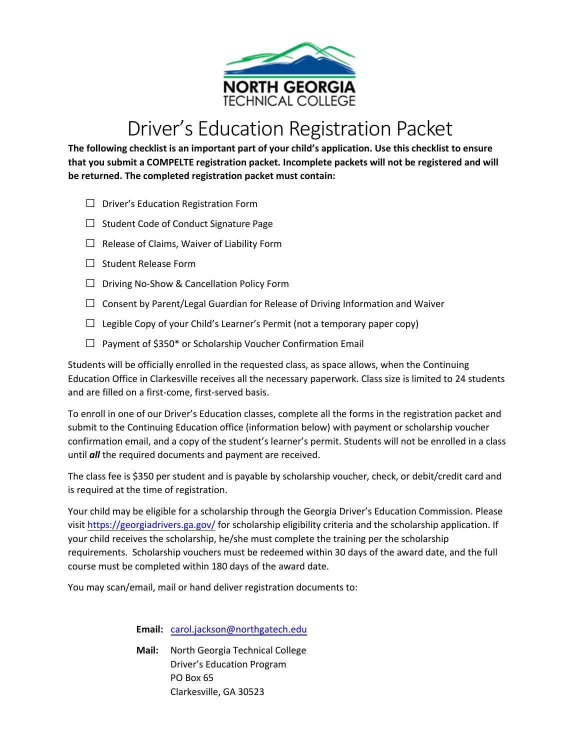NORTH GEORGIA
TECHNICAL COLLEGE

# Driver's Education Registration Packet

**The following checklist is an important part of your child's application. Use this checklist to ensure that you submit a COMPELTE registration packet. Incomplete packets will not be registered and will be returned. The completed registration packet must contain:**

- ☐ Driver's Education Registration Form
- ☐ Student Code of Conduct Signature Page
- ☐ Release of Claims, Waiver of Liability Form
- ☐ Student Release Form
- ☐ Driving No-Show & Cancellation Policy Form
- ☐ Consent by Parent/Legal Guardian for Release of Driving Information and Waiver
- ☐ Legible Copy of your Child's Learner's Permit (not a temporary paper copy)
- ☐ Payment of $350* or Scholarship Voucher Confirmation Email

Students will be officially enrolled in the requested class, as space allows, when the Continuing Education Office in Clarkesville receives all the necessary paperwork. Class size is limited to 24 students and are filled on a first-come, first-served basis.

To enroll in one of our Driver's Education classes, complete all the forms in the registration packet and submit to the Continuing Education office (information below) with payment or scholarship voucher confirmation email, and a copy of the student's learner's permit. Students will not be enrolled in a class until ***all*** the required documents and payment are received.

The class fee is $350 per student and is payable by scholarship voucher, check, or debit/credit card and is required at the time of registration.

Your child may be eligible for a scholarship through the Georgia Driver's Education Commission. Please visit https://georgiadrivers.ga.gov/ for scholarship eligibility criteria and the scholarship application. If your child receives the scholarship, he/she must complete the training per the scholarship requirements. Scholarship vouchers must be redeemed within 30 days of the award date, and the full course must be completed within 180 days of the award date.

You may scan/email, mail or hand deliver registration documents to:

**Email:** carol.jackson@northgatech.edu

**Mail:** North Georgia Technical College
Driver's Education Program
PO Box 65
Clarkesville, GA 30523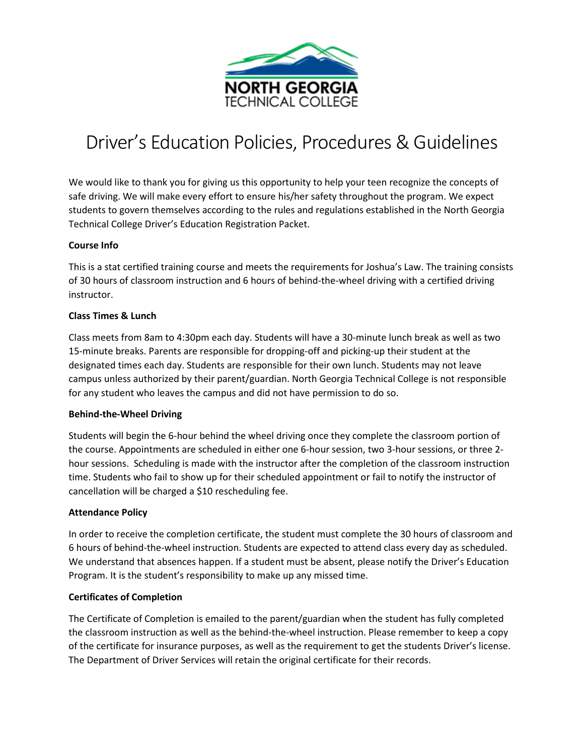NORTH GEORGIA
TECHNICAL COLLEGE

# Driver's Education Policies, Procedures & Guidelines

We would like to thank you for giving us this opportunity to help your teen recognize the concepts of safe driving. We will make every effort to ensure his/her safety throughout the program. We expect students to govern themselves according to the rules and regulations established in the North Georgia Technical College Driver's Education Registration Packet.

**Course Info**

This is a stat certified training course and meets the requirements for Joshua's Law. The training consists of 30 hours of classroom instruction and 6 hours of behind-the-wheel driving with a certified driving instructor.

**Class Times & Lunch**

Class meets from 8am to 4:30pm each day. Students will have a 30-minute lunch break as well as two 15-minute breaks. Parents are responsible for dropping-off and picking-up their student at the designated times each day. Students are responsible for their own lunch. Students may not leave campus unless authorized by their parent/guardian. North Georgia Technical College is not responsible for any student who leaves the campus and did not have permission to do so.

**Behind-the-Wheel Driving**

Students will begin the 6-hour behind the wheel driving once they complete the classroom portion of the course. Appointments are scheduled in either one 6-hour session, two 3-hour sessions, or three 2-hour sessions. Scheduling is made with the instructor after the completion of the classroom instruction time. Students who fail to show up for their scheduled appointment or fail to notify the instructor of cancellation will be charged a $10 rescheduling fee.

**Attendance Policy**

In order to receive the completion certificate, the student must complete the 30 hours of classroom and 6 hours of behind-the-wheel instruction. Students are expected to attend class every day as scheduled. We understand that absences happen. If a student must be absent, please notify the Driver's Education Program. It is the student's responsibility to make up any missed time.

**Certificates of Completion**

The Certificate of Completion is emailed to the parent/guardian when the student has fully completed the classroom instruction as well as the behind-the-wheel instruction. Please remember to keep a copy of the certificate for insurance purposes, as well as the requirement to get the students Driver's license. The Department of Driver Services will retain the original certificate for their records.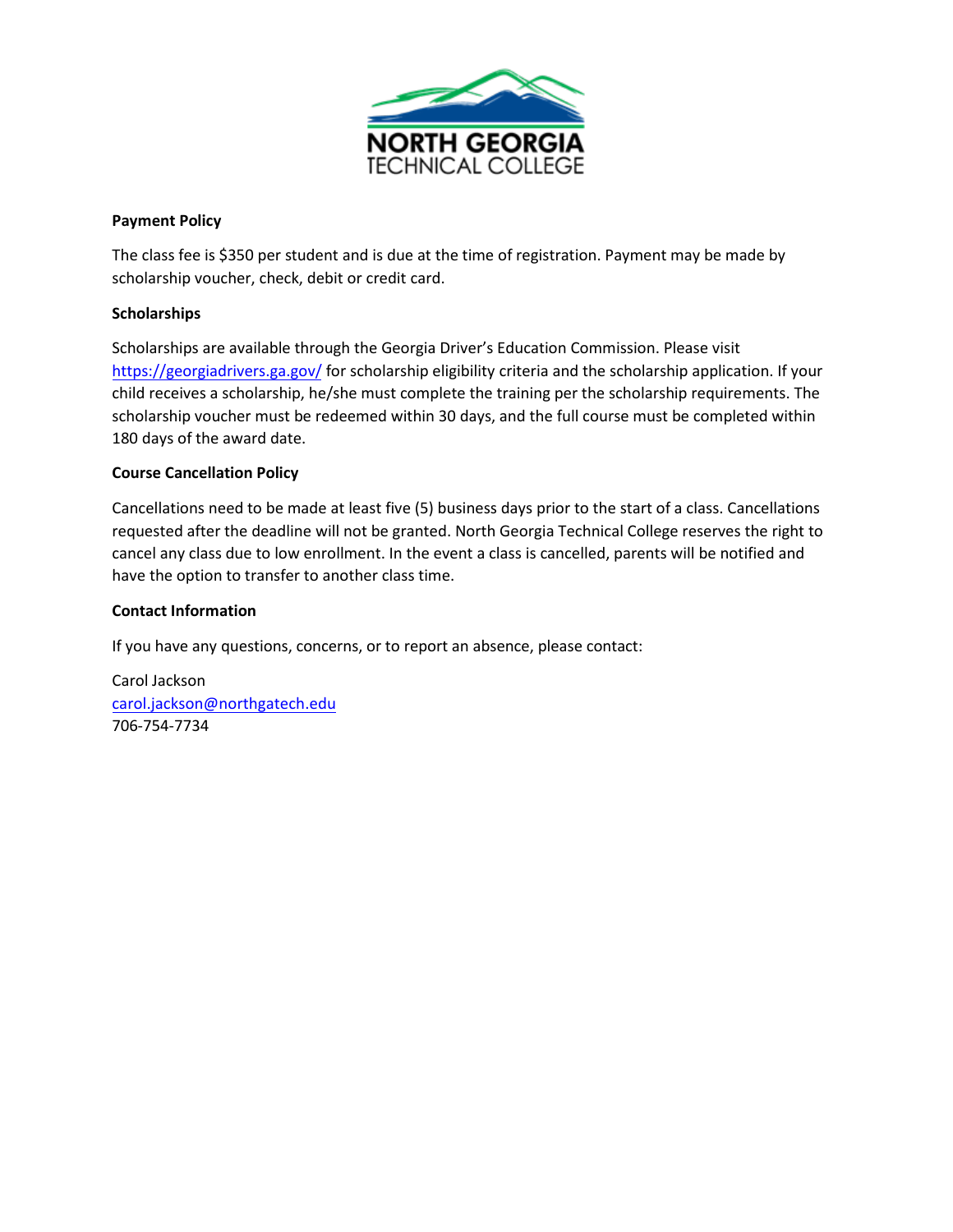**Payment Policy**

The class fee is $350 per student and is due at the time of registration. Payment may be made by scholarship voucher, check, debit or credit card.

**Scholarships**

Scholarships are available through the Georgia Driver's Education Commission. Please visit https://georgiadrivers.ga.gov/ for scholarship eligibility criteria and the scholarship application. If your child receives a scholarship, he/she must complete the training per the scholarship requirements. The scholarship voucher must be redeemed within 30 days, and the full course must be completed within 180 days of the award date.

**Course Cancellation Policy**

Cancellations need to be made at least five (5) business days prior to the start of a class. Cancellations requested after the deadline will not be granted. North Georgia Technical College reserves the right to cancel any class due to low enrollment. In the event a class is cancelled, parents will be notified and have the option to transfer to another class time.

**Contact Information**

If you have any questions, concerns, or to report an absence, please contact:

Carol Jackson
carol.jackson@northgatech.edu
706-754-7734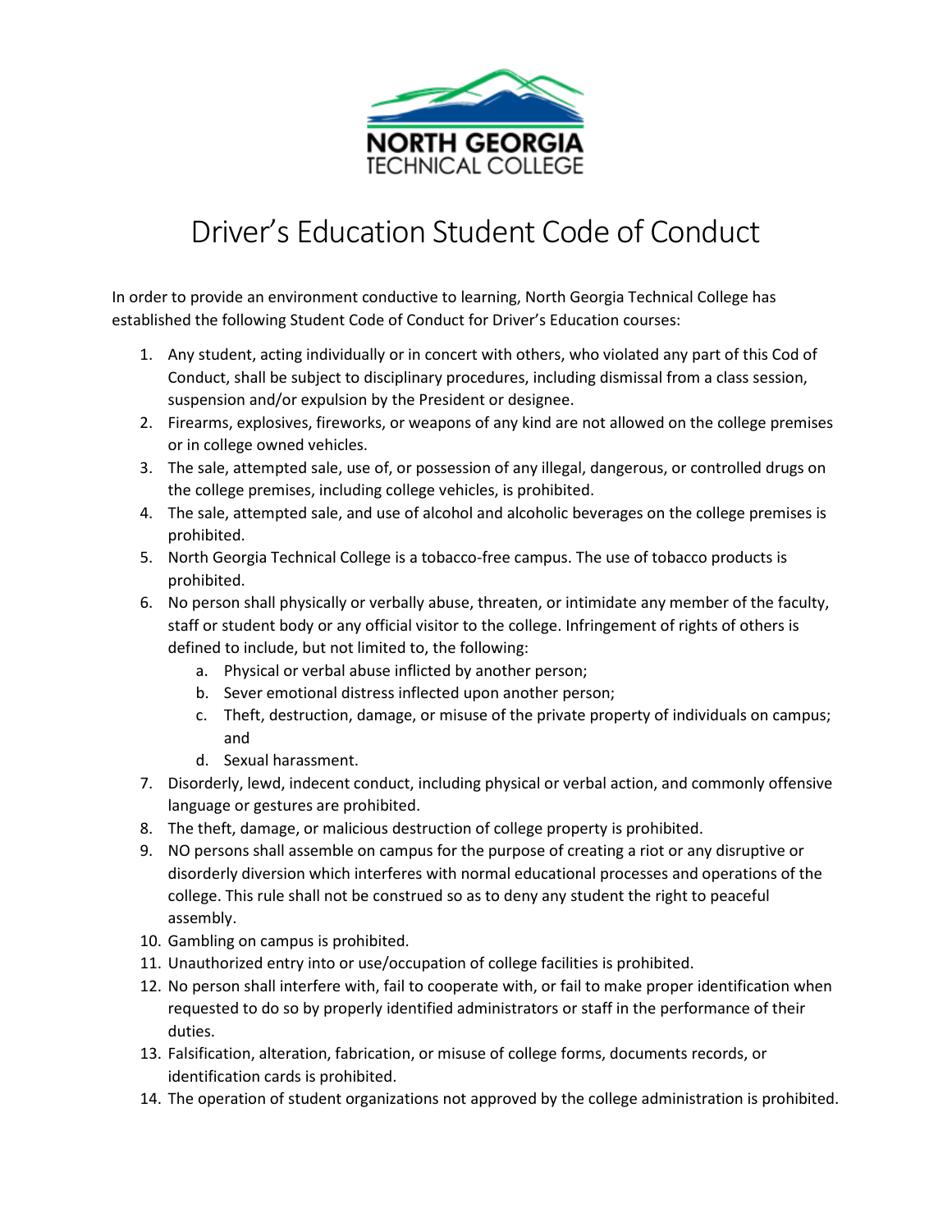NORTH GEORGIA
TECHNICAL COLLEGE

# Driver's Education Student Code of Conduct

In order to provide an environment conductive to learning, North Georgia Technical College has established the following Student Code of Conduct for Driver's Education courses:

1. Any student, acting individually or in concert with others, who violated any part of this Cod of Conduct, shall be subject to disciplinary procedures, including dismissal from a class session, suspension and/or expulsion by the President or designee.
2. Firearms, explosives, fireworks, or weapons of any kind are not allowed on the college premises or in college owned vehicles.
3. The sale, attempted sale, use of, or possession of any illegal, dangerous, or controlled drugs on the college premises, including college vehicles, is prohibited.
4. The sale, attempted sale, and use of alcohol and alcoholic beverages on the college premises is prohibited.
5. North Georgia Technical College is a tobacco-free campus. The use of tobacco products is prohibited.
6. No person shall physically or verbally abuse, threaten, or intimidate any member of the faculty, staff or student body or any official visitor to the college. Infringement of rights of others is defined to include, but not limited to, the following:
   a. Physical or verbal abuse inflicted by another person;
   b. Sever emotional distress inflected upon another person;
   c. Theft, destruction, damage, or misuse of the private property of individuals on campus; and
   d. Sexual harassment.
7. Disorderly, lewd, indecent conduct, including physical or verbal action, and commonly offensive language or gestures are prohibited.
8. The theft, damage, or malicious destruction of college property is prohibited.
9. NO persons shall assemble on campus for the purpose of creating a riot or any disruptive or disorderly diversion which interferes with normal educational processes and operations of the college. This rule shall not be construed so as to deny any student the right to peaceful assembly.
10. Gambling on campus is prohibited.
11. Unauthorized entry into or use/occupation of college facilities is prohibited.
12. No person shall interfere with, fail to cooperate with, or fail to make proper identification when requested to do so by properly identified administrators or staff in the performance of their duties.
13. Falsification, alteration, fabrication, or misuse of college forms, documents records, or identification cards is prohibited.
14. The operation of student organizations not approved by the college administration is prohibited.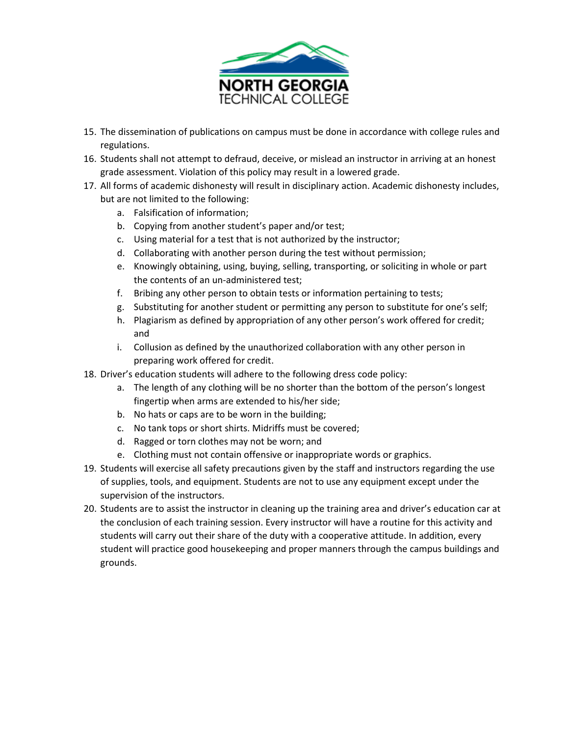15. The dissemination of publications on campus must be done in accordance with college rules and regulations.
16. Students shall not attempt to defraud, deceive, or mislead an instructor in arriving at an honest grade assessment. Violation of this policy may result in a lowered grade.
17. All forms of academic dishonesty will result in disciplinary action. Academic dishonesty includes, but are not limited to the following:
    a. Falsification of information;
    b. Copying from another student's paper and/or test;
    c. Using material for a test that is not authorized by the instructor;
    d. Collaborating with another person during the test without permission;
    e. Knowingly obtaining, using, buying, selling, transporting, or soliciting in whole or part the contents of an un-administered test;
    f. Bribing any other person to obtain tests or information pertaining to tests;
    g. Substituting for another student or permitting any person to substitute for one's self;
    h. Plagiarism as defined by appropriation of any other person's work offered for credit; and
    i. Collusion as defined by the unauthorized collaboration with any other person in preparing work offered for credit.
18. Driver's education students will adhere to the following dress code policy:
    a. The length of any clothing will be no shorter than the bottom of the person's longest fingertip when arms are extended to his/her side;
    b. No hats or caps are to be worn in the building;
    c. No tank tops or short shirts. Midriffs must be covered;
    d. Ragged or torn clothes may not be worn; and
    e. Clothing must not contain offensive or inappropriate words or graphics.
19. Students will exercise all safety precautions given by the staff and instructors regarding the use of supplies, tools, and equipment. Students are not to use any equipment except under the supervision of the instructors.
20. Students are to assist the instructor in cleaning up the training area and driver's education car at the conclusion of each training session. Every instructor will have a routine for this activity and students will carry out their share of the duty with a cooperative attitude. In addition, every student will practice good housekeeping and proper manners through the campus buildings and grounds.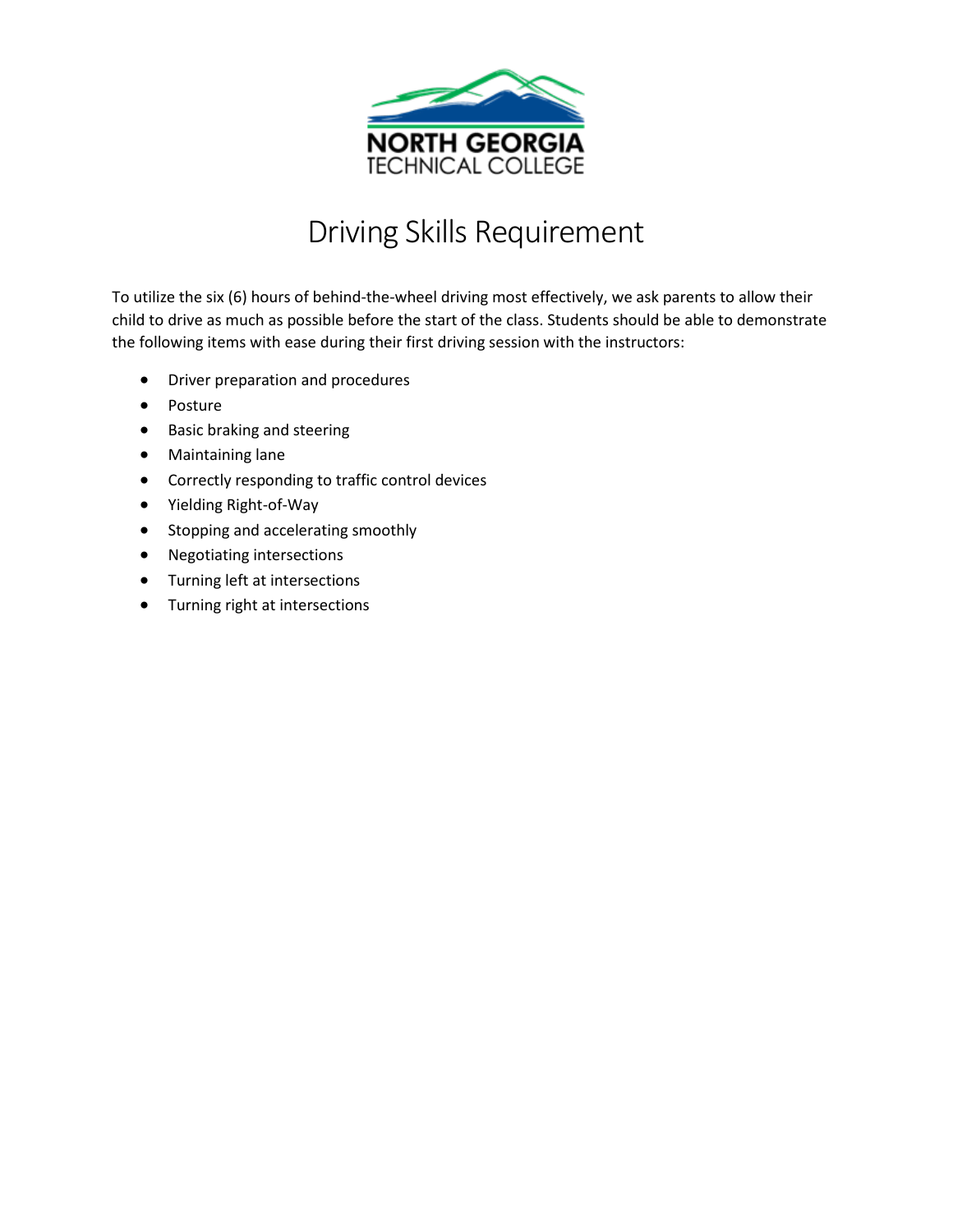NORTH GEORGIA
TECHNICAL COLLEGE

# Driving Skills Requirement

To utilize the six (6) hours of behind-the-wheel driving most effectively, we ask parents to allow their child to drive as much as possible before the start of the class. Students should be able to demonstrate the following items with ease during their first driving session with the instructors:

- Driver preparation and procedures
- Posture
- Basic braking and steering
- Maintaining lane
- Correctly responding to traffic control devices
- Yielding Right-of-Way
- Stopping and accelerating smoothly
- Negotiating intersections
- Turning left at intersections
- Turning right at intersections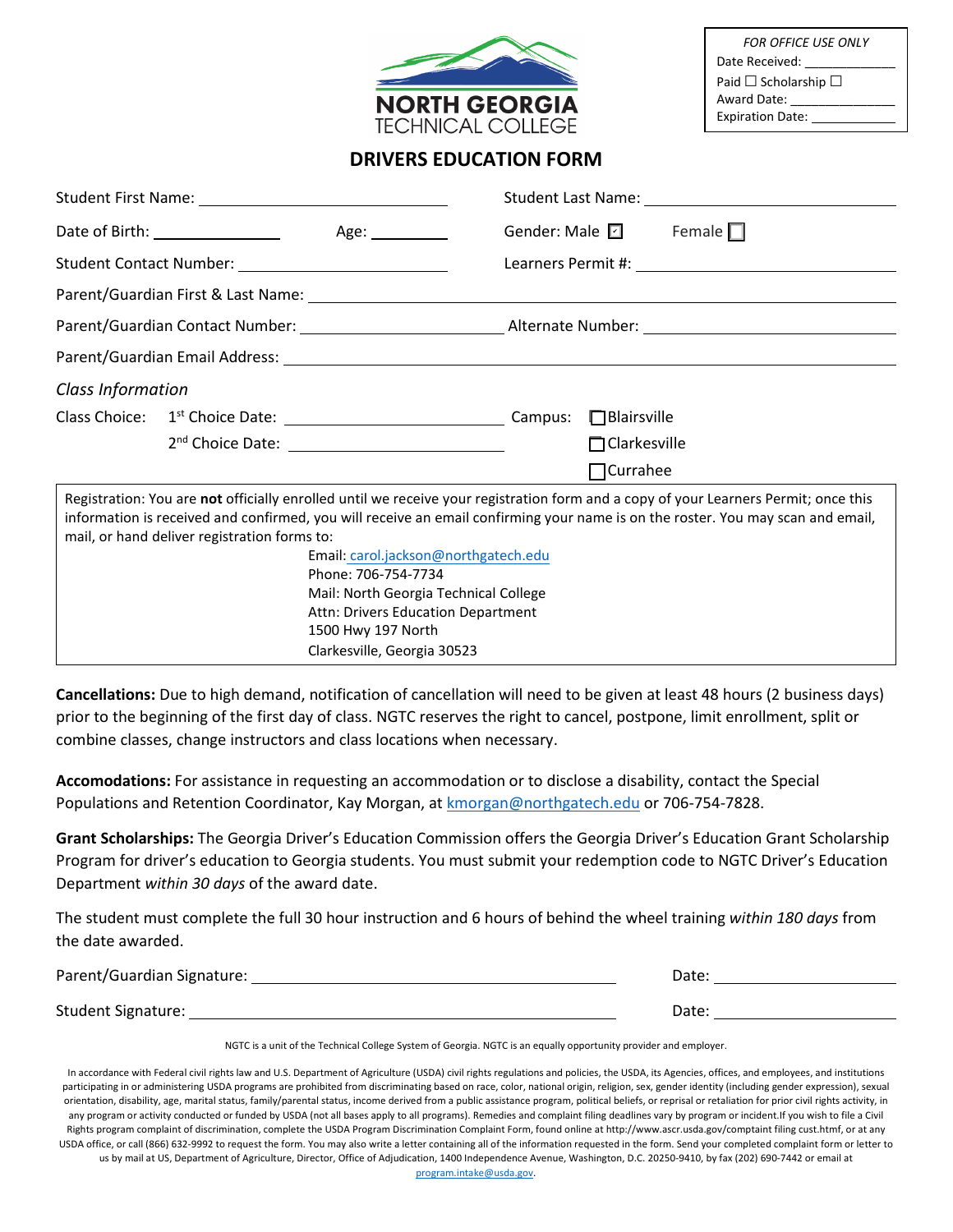NORTH GEORGIA
TECHNICAL COLLEGE

*FOR OFFICE USE ONLY*
Date Received: ____________
Paid ☐ Scholarship ☐
Award Date: ______________
Expiration Date: ___________

# DRIVERS EDUCATION FORM

Student First Name: ______________________ Student Last Name: ______________________

Date of Birth: ______________ Age: ________ Gender: Male ☑ Female ☐

Student Contact Number: ______________________ Learners Permit #: ______________________

Parent/Guardian First & Last Name: ______________________________________________

Parent/Guardian Contact Number: ______________________ Alternate Number: ______________________

Parent/Guardian Email Address: ______________________________________________

*Class Information*

Class Choice: 1st Choice Date: ______________________ Campus: ☐ Blairsville

2nd Choice Date: ______________________ ☐ Clarkesville

☐ Currahee

Registration: You are **not** officially enrolled until we receive your registration form and a copy of your Learners Permit; once this information is received and confirmed, you will receive an email confirming your name is on the roster. You may scan and email, mail, or hand deliver registration forms to:

Email: carol.jackson@northgatech.edu
Phone: 706-754-7734
Mail: North Georgia Technical College
Attn: Drivers Education Department
1500 Hwy 197 North
Clarkesville, Georgia 30523

**Cancellations:** Due to high demand, notification of cancellation will need to be given at least 48 hours (2 business days) prior to the beginning of the first day of class. NGTC reserves the right to cancel, postpone, limit enrollment, split or combine classes, change instructors and class locations when necessary.

**Accomodations:** For assistance in requesting an accommodation or to disclose a disability, contact the Special Populations and Retention Coordinator, Kay Morgan, at kmorgan@northgatech.edu or 706-754-7828.

**Grant Scholarships:** The Georgia Driver's Education Commission offers the Georgia Driver's Education Grant Scholarship Program for driver's education to Georgia students. You must submit your redemption code to NGTC Driver's Education Department *within 30 days* of the award date.

The student must complete the full 30 hour instruction and 6 hours of behind the wheel training *within 180 days* from the date awarded.

Parent/Guardian Signature: ______________________________ Date: ______________

Student Signature: ______________________________ Date: ______________

NGTC is a unit of the Technical College System of Georgia. NGTC is an equally opportunity provider and employer.

In accordance with Federal civil rights law and U.S. Department of Agriculture (USDA) civil rights regulations and policies, the USDA, its Agencies, offices, and employees, and institutions participating in or administering USDA programs are prohibited from discriminating based on race, color, national origin, religion, sex, gender identity (including gender expression), sexual orientation, disability, age, marital status, family/parental status, income derived from a public assistance program, political beliefs, or reprisal or retaliation for prior civil rights activity, in any program or activity conducted or funded by USDA (not all bases apply to all programs). Remedies and complaint filing deadlines vary by program or incident.If you wish to file a Civil Rights program complaint of discrimination, complete the USDA Program Discrimination Complaint Form, found online at http://www.ascr.usda.gov/comptaint filing cust.htmf, or at any USDA office, or call (866) 632-9992 to request the form. You may also write a letter containing all of the information requested in the form. Send your completed complaint form or letter to us by mail at US, Department of Agriculture, Director, Office of Adjudication, 1400 Independence Avenue, Washington, D.C. 20250-9410, by fax (202) 690-7442 or email at program.intake@usda.gov.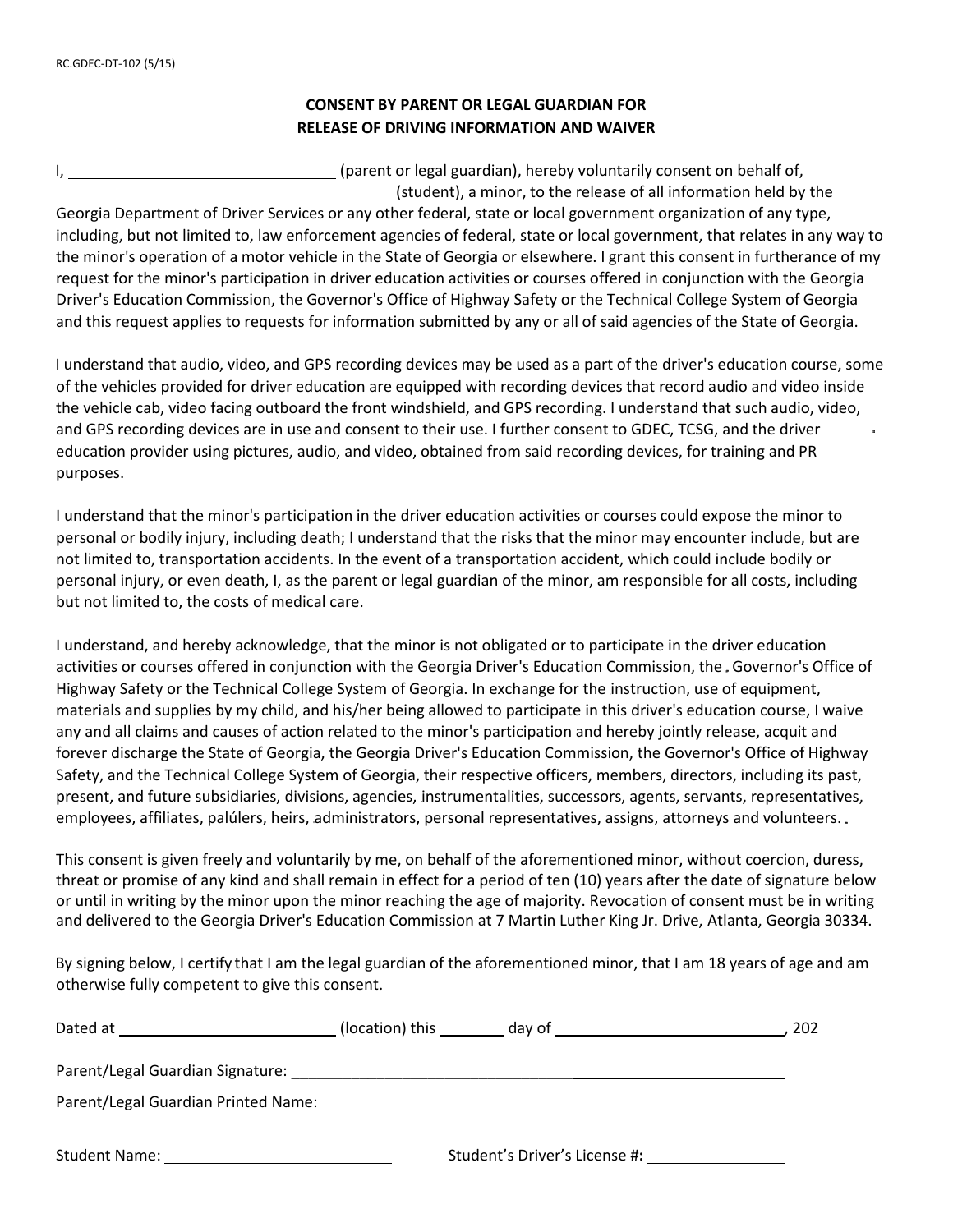RC.GDEC-DT-102 (5/15)

## CONSENT BY PARENT OR LEGAL GUARDIAN FOR RELEASE OF DRIVING INFORMATION AND WAIVER

I, ______________________________ (parent or legal guardian), hereby voluntarily consent on behalf of, ______________________________________ (student), a minor, to the release of all information held by the Georgia Department of Driver Services or any other federal, state or local government organization of any type, including, but not limited to, law enforcement agencies of federal, state or local government, that relates in any way to the minor's operation of a motor vehicle in the State of Georgia or elsewhere. I grant this consent in furtherance of my request for the minor's participation in driver education activities or courses offered in conjunction with the Georgia Driver's Education Commission, the Governor's Office of Highway Safety or the Technical College System of Georgia and this request applies to requests for information submitted by any or all of said agencies of the State of Georgia.

I understand that audio, video, and GPS recording devices may be used as a part of the driver's education course, some of the vehicles provided for driver education are equipped with recording devices that record audio and video inside the vehicle cab, video facing outboard the front windshield, and GPS recording. I understand that such audio, video, and GPS recording devices are in use and consent to their use. I further consent to GDEC, TCSG, and the driver education provider using pictures, audio, and video, obtained from said recording devices, for training and PR purposes.

I understand that the minor's participation in the driver education activities or courses could expose the minor to personal or bodily injury, including death; I understand that the risks that the minor may encounter include, but are not limited to, transportation accidents. In the event of a transportation accident, which could include bodily or personal injury, or even death, I, as the parent or legal guardian of the minor, am responsible for all costs, including but not limited to, the costs of medical care.

I understand, and hereby acknowledge, that the minor is not obligated or to participate in the driver education activities or courses offered in conjunction with the Georgia Driver's Education Commission, the Governor's Office of Highway Safety or the Technical College System of Georgia. In exchange for the instruction, use of equipment, materials and supplies by my child, and his/her being allowed to participate in this driver's education course, I waive any and all claims and causes of action related to the minor's participation and hereby jointly release, acquit and forever discharge the State of Georgia, the Georgia Driver's Education Commission, the Governor's Office of Highway Safety, and the Technical College System of Georgia, their respective officers, members, directors, including its past, present, and future subsidiaries, divisions, agencies, instrumentalities, successors, agents, servants, representatives, employees, affiliates, palúlers, heirs, administrators, personal representatives, assigns, attorneys and volunteers.

This consent is given freely and voluntarily by me, on behalf of the aforementioned minor, without coercion, duress, threat or promise of any kind and shall remain in effect for a period of ten (10) years after the date of signature below or until in writing by the minor upon the minor reaching the age of majority. Revocation of consent must be in writing and delivered to the Georgia Driver's Education Commission at 7 Martin Luther King Jr. Drive, Atlanta, Georgia 30334.

By signing below, I certify that I am the legal guardian of the aforementioned minor, that I am 18 years of age and am otherwise fully competent to give this consent.

Dated at ________________________ (location) this _______ day of __________________________, 202

Parent/Legal Guardian Signature: ____________________________________________________

Parent/Legal Guardian Printed Name: _________________________________________________

Student Name: _________________________ Student's Driver's License #: ________________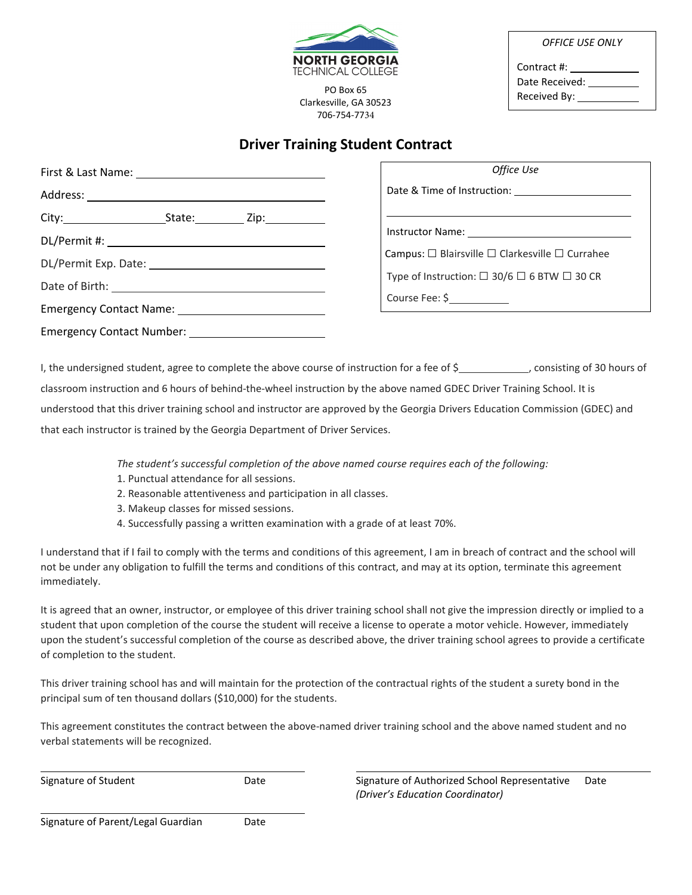NORTH GEORGIA TECHNICAL COLLEGE

PO Box 65
Clarkesville, GA 30523
706-754-7734

*OFFICE USE ONLY*

Contract #: ___________
Date Received: ___________
Received By: ___________

## Driver Training Student Contract

First & Last Name: ___________________________

Address: ___________________________

City: _______________ State: _________ Zip: ___________

DL/Permit #: ___________________________

DL/Permit Exp. Date: ___________________________

Date of Birth: ___________________________

Emergency Contact Name: ___________________________

Emergency Contact Number: ___________________________

*Office Use*

Date & Time of Instruction: ___________________________

___________________________

Instructor Name: ___________________________

Campus: ☐ Blairsville ☐ Clarkesville ☐ Currahee

Type of Instruction: ☐ 30/6 ☐ 6 BTW ☐ 30 CR

Course Fee: $___________

I, the undersigned student, agree to complete the above course of instruction for a fee of $___________, consisting of 30 hours of classroom instruction and 6 hours of behind-the-wheel instruction by the above named GDEC Driver Training School. It is understood that this driver training school and instructor are approved by the Georgia Drivers Education Commission (GDEC) and that each instructor is trained by the Georgia Department of Driver Services.

*The student's successful completion of the above named course requires each of the following:*

1. Punctual attendance for all sessions.
2. Reasonable attentiveness and participation in all classes.
3. Makeup classes for missed sessions.
4. Successfully passing a written examination with a grade of at least 70%.

I understand that if I fail to comply with the terms and conditions of this agreement, I am in breach of contract and the school will not be under any obligation to fulfill the terms and conditions of this contract, and may at its option, terminate this agreement immediately.

It is agreed that an owner, instructor, or employee of this driver training school shall not give the impression directly or implied to a student that upon completion of the course the student will receive a license to operate a motor vehicle. However, immediately upon the student's successful completion of the course as described above, the driver training school agrees to provide a certificate of completion to the student.

This driver training school has and will maintain for the protection of the contractual rights of the student a surety bond in the principal sum of ten thousand dollars ($10,000) for the students.

This agreement constitutes the contract between the above-named driver training school and the above named student and no verbal statements will be recognized.

___________________________
Signature of Student Date

___________________________
Signature of Authorized School Representative Date
*(Driver's Education Coordinator)*

___________________________
Signature of Parent/Legal Guardian Date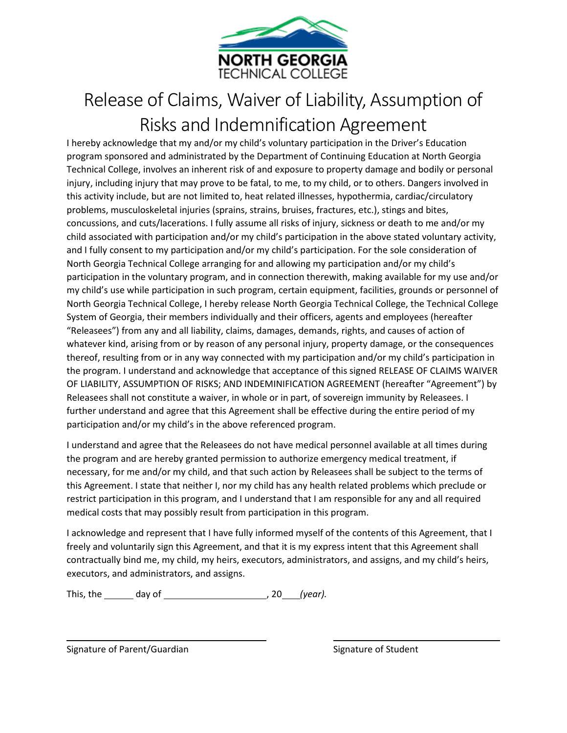NORTH GEORGIA
TECHNICAL COLLEGE

# Release of Claims, Waiver of Liability, Assumption of Risks and Indemnification Agreement

I hereby acknowledge that my and/or my child's voluntary participation in the Driver's Education program sponsored and administrated by the Department of Continuing Education at North Georgia Technical College, involves an inherent risk of and exposure to property damage and bodily or personal injury, including injury that may prove to be fatal, to me, to my child, or to others. Dangers involved in this activity include, but are not limited to, heat related illnesses, hypothermia, cardiac/circulatory problems, musculoskeletal injuries (sprains, strains, bruises, fractures, etc.), stings and bites, concussions, and cuts/lacerations. I fully assume all risks of injury, sickness or death to me and/or my child associated with participation and/or my child's participation in the above stated voluntary activity, and I fully consent to my participation and/or my child's participation. For the sole consideration of North Georgia Technical College arranging for and allowing my participation and/or my child's participation in the voluntary program, and in connection therewith, making available for my use and/or my child's use while participation in such program, certain equipment, facilities, grounds or personnel of North Georgia Technical College, I hereby release North Georgia Technical College, the Technical College System of Georgia, their members individually and their officers, agents and employees (hereafter "Releasees") from any and all liability, claims, damages, demands, rights, and causes of action of whatever kind, arising from or by reason of any personal injury, property damage, or the consequences thereof, resulting from or in any way connected with my participation and/or my child's participation in the program. I understand and acknowledge that acceptance of this signed RELEASE OF CLAIMS WAIVER OF LIABILITY, ASSUMPTION OF RISKS; AND INDEMINIFICATION AGREEMENT (hereafter "Agreement") by Releasees shall not constitute a waiver, in whole or in part, of sovereign immunity by Releasees. I further understand and agree that this Agreement shall be effective during the entire period of my participation and/or my child's in the above referenced program.

I understand and agree that the Releasees do not have medical personnel available at all times during the program and are hereby granted permission to authorize emergency medical treatment, if necessary, for me and/or my child, and that such action by Releasees shall be subject to the terms of this Agreement. I state that neither I, nor my child has any health related problems which preclude or restrict participation in this program, and I understand that I am responsible for any and all required medical costs that may possibly result from participation in this program.

I acknowledge and represent that I have fully informed myself of the contents of this Agreement, that I freely and voluntarily sign this Agreement, and that it is my express intent that this Agreement shall contractually bind me, my child, my heirs, executors, administrators, and assigns, and my child's heirs, executors, and administrators, and assigns.

This, the ______ day of ____________________, 20___ *(year).*

______________________________ ______________________________

Signature of Parent/Guardian Signature of Student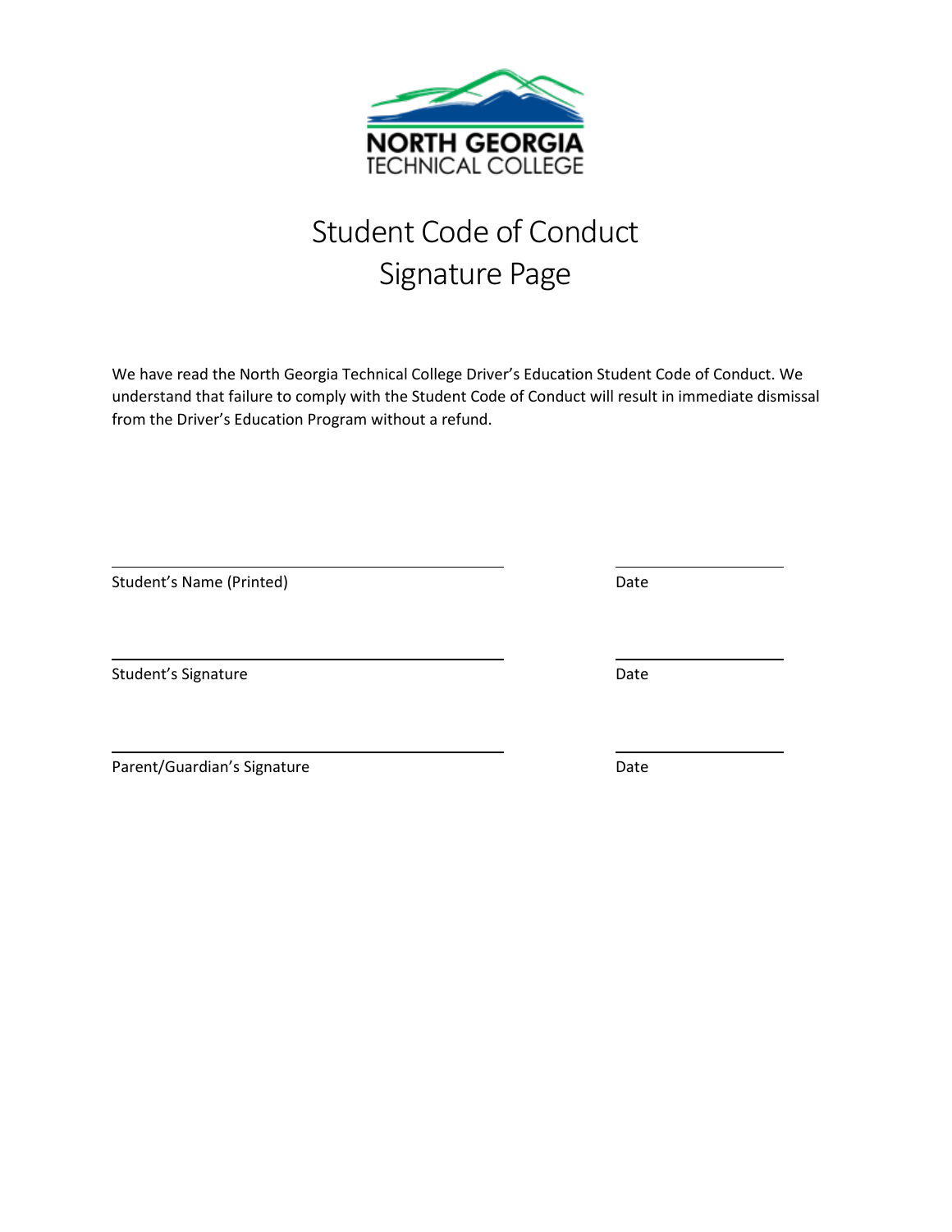NORTH GEORGIA
TECHNICAL COLLEGE

# Student Code of Conduct
# Signature Page

We have read the North Georgia Technical College Driver's Education Student Code of Conduct. We understand that failure to comply with the Student Code of Conduct will result in immediate dismissal from the Driver's Education Program without a refund.

______________________________________ &nbsp;&nbsp;&nbsp;&nbsp;&nbsp;&nbsp;&nbsp;&nbsp; ________________

Student's Name (Printed) &nbsp;&nbsp;&nbsp;&nbsp;&nbsp;&nbsp;&nbsp;&nbsp;&nbsp;&nbsp;&nbsp;&nbsp;&nbsp;&nbsp;&nbsp;&nbsp;&nbsp;&nbsp;&nbsp;&nbsp;&nbsp;&nbsp;&nbsp;&nbsp;&nbsp;&nbsp;&nbsp;&nbsp;&nbsp;&nbsp; Date

______________________________________ &nbsp;&nbsp;&nbsp;&nbsp;&nbsp;&nbsp;&nbsp;&nbsp; ________________

Student's Signature &nbsp;&nbsp;&nbsp;&nbsp;&nbsp;&nbsp;&nbsp;&nbsp;&nbsp;&nbsp;&nbsp;&nbsp;&nbsp;&nbsp;&nbsp;&nbsp;&nbsp;&nbsp;&nbsp;&nbsp;&nbsp;&nbsp;&nbsp;&nbsp;&nbsp;&nbsp;&nbsp;&nbsp;&nbsp;&nbsp;&nbsp;&nbsp;&nbsp;&nbsp;&nbsp;&nbsp;&nbsp;&nbsp; Date

______________________________________ &nbsp;&nbsp;&nbsp;&nbsp;&nbsp;&nbsp;&nbsp;&nbsp; ________________

Parent/Guardian's Signature &nbsp;&nbsp;&nbsp;&nbsp;&nbsp;&nbsp;&nbsp;&nbsp;&nbsp;&nbsp;&nbsp;&nbsp;&nbsp;&nbsp;&nbsp;&nbsp;&nbsp;&nbsp;&nbsp;&nbsp;&nbsp;&nbsp;&nbsp;&nbsp;&nbsp;&nbsp;&nbsp;&nbsp; Date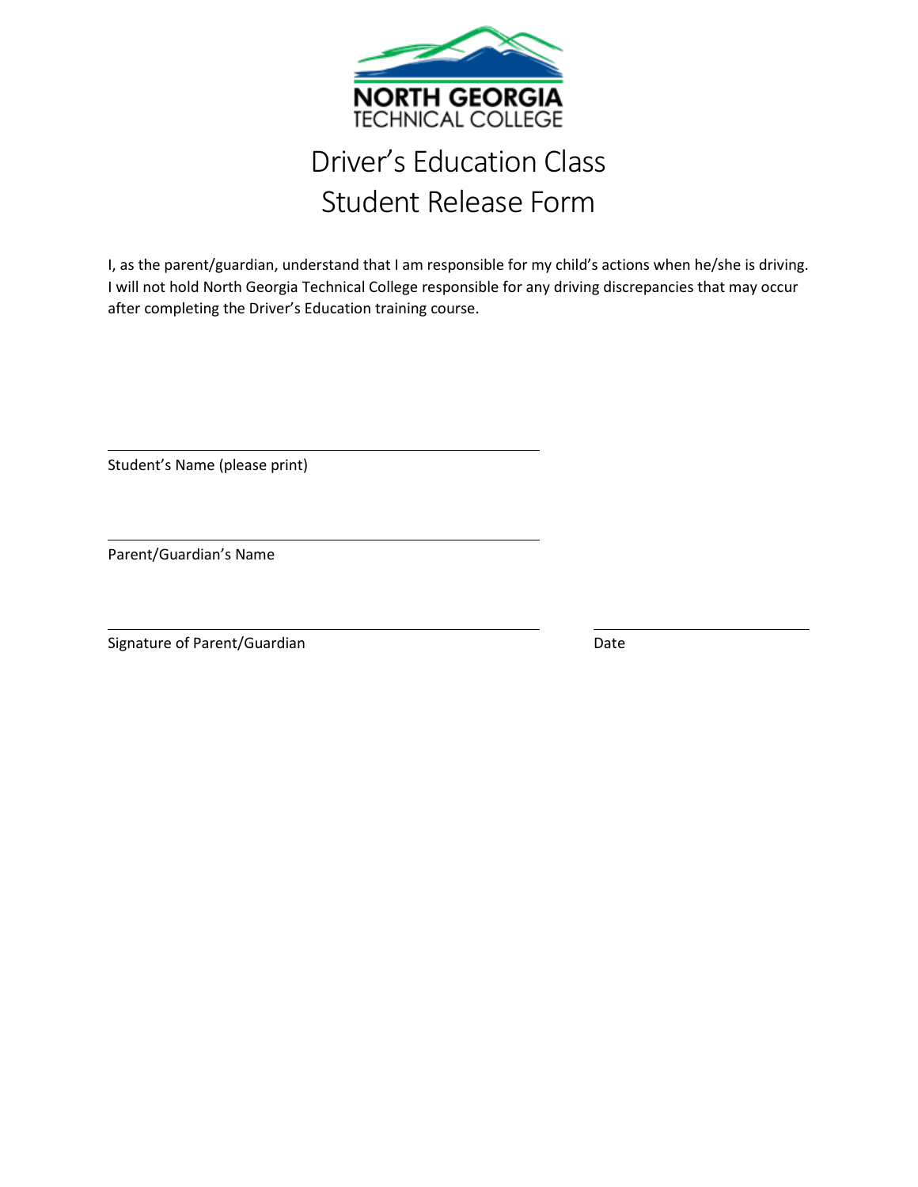NORTH GEORGIA
TECHNICAL COLLEGE

# Driver's Education Class
# Student Release Form

I, as the parent/guardian, understand that I am responsible for my child's actions when he/she is driving. I will not hold North Georgia Technical College responsible for any driving discrepancies that may occur after completing the Driver's Education training course.

\_\_\_\_\_\_\_\_\_\_\_\_\_\_\_\_\_\_\_\_\_\_\_\_\_\_\_\_\_\_\_\_\_\_\_\_\_\_\_\_

Student's Name (please print)

\_\_\_\_\_\_\_\_\_\_\_\_\_\_\_\_\_\_\_\_\_\_\_\_\_\_\_\_\_\_\_\_\_\_\_\_\_\_\_\_

Parent/Guardian's Name

\_\_\_\_\_\_\_\_\_\_\_\_\_\_\_\_\_\_\_\_\_\_\_\_\_\_\_\_\_\_\_\_\_\_\_\_\_\_\_\_ \_\_\_\_\_\_\_\_\_\_\_\_\_\_\_\_\_\_\_\_

Signature of Parent/Guardian Date